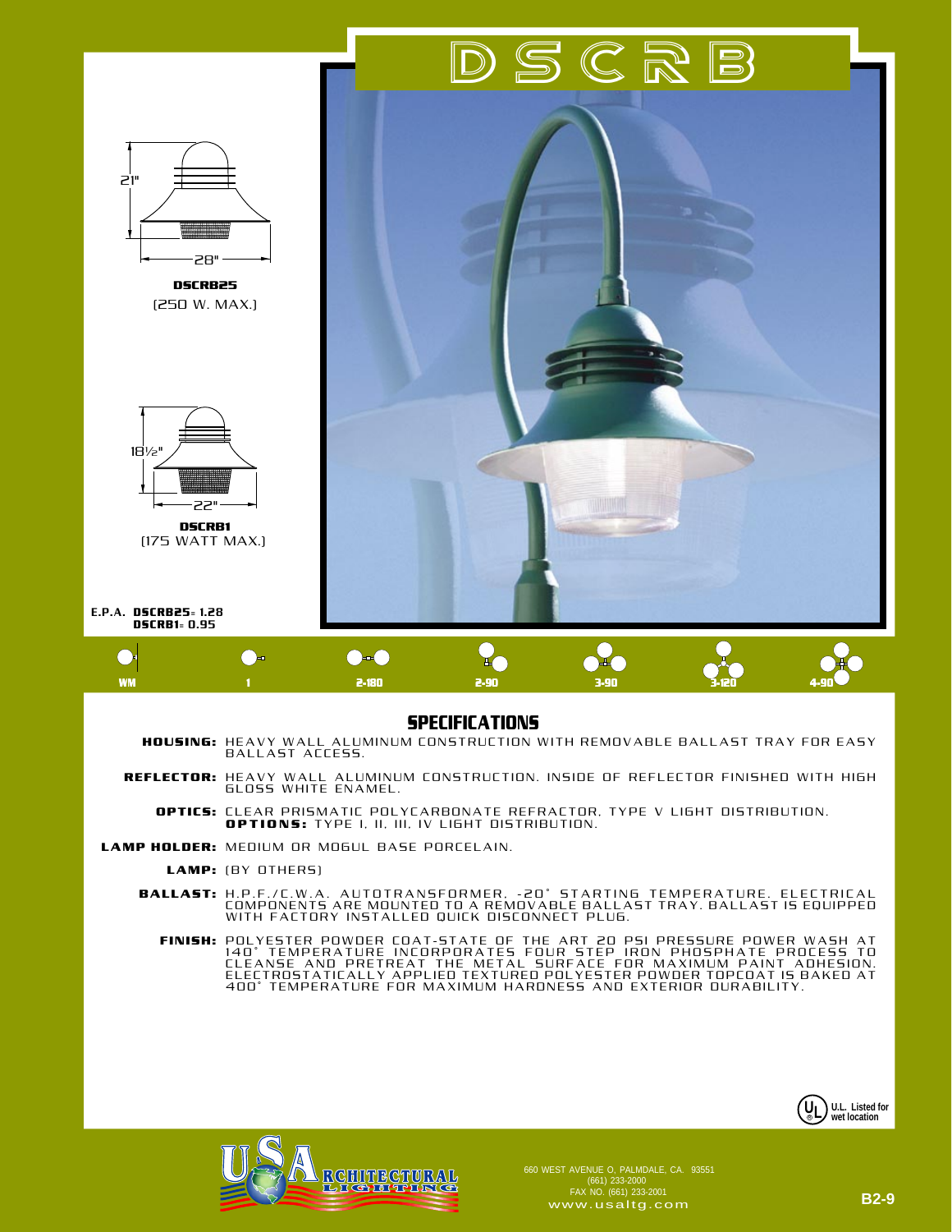# DSCRB

21"

28"

**DSCRB25**
(250 W. MAX.)

18½"

22"

**DSCRB1**
(175 WATT MAX.)

**E.P.A. DSCRB25= 1.28**
**DSCRB1= 0.95**

WM
1
2-180
2-90
3-90
3-120
4-90

## SPECIFICATIONS

**HOUSING:** HEAVY WALL ALUMINUM CONSTRUCTION WITH REMOVABLE BALLAST TRAY FOR EASY BALLAST ACCESS.

**REFLECTOR:** HEAVY WALL ALUMINUM CONSTRUCTION. INSIDE OF REFLECTOR FINISHED WITH HIGH GLOSS WHITE ENAMEL.

**OPTICS:** CLEAR PRISMATIC POLYCARBONATE REFRACTOR, TYPE V LIGHT DISTRIBUTION.
**OPTIONS:** TYPE I, II, III, IV LIGHT DISTRIBUTION.

**LAMP HOLDER:** MEDIUM OR MOGUL BASE PORCELAIN.

**LAMP:** (BY OTHERS)

**BALLAST:** H.P.F./C.W.A. AUTOTRANSFORMER, -20˚ STARTING TEMPERATURE. ELECTRICAL COMPONENTS ARE MOUNTED TO A REMOVABLE BALLAST TRAY. BALLAST IS EQUIPPED WITH FACTORY INSTALLED QUICK DISCONNECT PLUG.

**FINISH:** POLYESTER POWDER COAT-STATE OF THE ART 20 PSI PRESSURE POWER WASH AT 140˚ TEMPERATURE INCORPORATES FOUR STEP IRON PHOSPHATE PROCESS TO CLEANSE AND PRETREAT THE METAL SURFACE FOR MAXIMUM PAINT ADHESION. ELECTROSTATICALLY APPLIED TEXTURED POLYESTER POWDER TOPCOAT IS BAKED AT 400˚ TEMPERATURE FOR MAXIMUM HARDNESS AND EXTERIOR DURABILITY.

U.L. Listed for wet location

USA ARCHITECTURAL LIGHTING

660 WEST AVENUE O, PALMDALE, CA. 93551
(661) 233-2000
FAX NO. (661) 233-2001
www.usaltg.com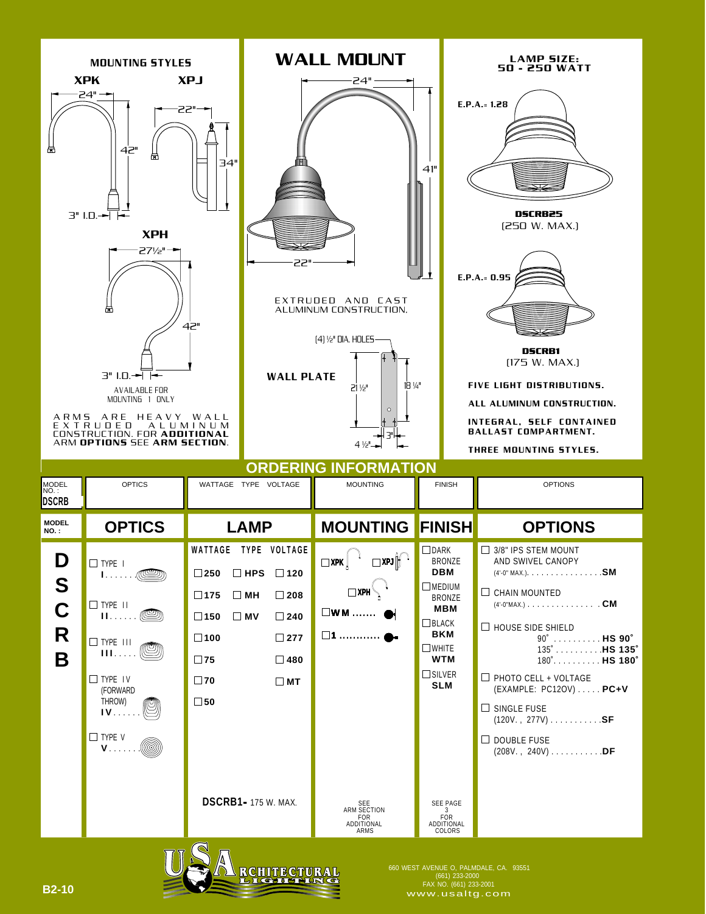## MOUNTING STYLES

XPK XPJ

24" 22"

42" 34"

3" I.D.

XPH

27½"

42"

3" I.D.

AVAILABLE FOR MOUNTING 1 ONLY

ARMS ARE HEAVY WALL EXTRUDED ALUMINUM CONSTRUCTION. FOR **ADDITIONAL** ARM **OPTIONS** SEE **ARM SECTION**.

## WALL MOUNT

24"

41"

22"

EXTRUDED AND CAST ALUMINUM CONSTRUCTION.

**WALL PLATE**

(4) ½" DIA. HOLES

21 ½"

18 ¼"

3"

4 ½"

## LAMP SIZE: 50 - 250 WATT

E.P.A.= 1.28

**DSCRB25**
(250 W. MAX.)

E.P.A.= 0.95

**DSCRB1**
(175 W. MAX.)

**FIVE LIGHT DISTRIBUTIONS.**

**ALL ALUMINUM CONSTRUCTION.**

**INTEGRAL, SELF CONTAINED BALLAST COMPARTMENT.**

**THREE MOUNTING STYLES.**

## ORDERING INFORMATION

| MODEL NO.: | OPTICS | WATTAGE TYPE VOLTAGE | MOUNTING | FINISH | OPTIONS |
|---|---|---|---|---|---|
| DSCRB | | | | | |

| MODEL NO.: | OPTICS | LAMP | MOUNTING | FINISH | OPTIONS |
|---|---|---|---|---|---|
| DSCRB | ☐ TYPE I<br>I.......<br>☐ TYPE II<br>II......<br>☐ TYPE III<br>III.....<br>☐ TYPE IV (FORWARD THROW)<br>IV......<br>☐ TYPE V<br>V....... | WATTAGE TYPE VOLTAGE<br>☐250 ☐HPS ☐120<br>☐175 ☐MH ☐208<br>☐150 ☐MV ☐240<br>☐100 ☐277<br>☐75 ☐480<br>☐70 ☐MT<br>☐50<br>**DSCRB1-** 175 W. MAX. | ☐XPK ☐XPJ<br>☐XPH<br>☐WM .......<br>☐1 ............<br>SEE ARM SECTION FOR ADDITIONAL ARMS | ☐DARK BRONZE **DBM**<br>☐MEDIUM BRONZE **MBM**<br>☐BLACK **BKM**<br>☐WHITE **WTM**<br>☐SILVER **SLM**<br>SEE PAGE 3 FOR ADDITIONAL COLORS | ☐ 3/8" IPS STEM MOUNT AND SWIVEL CANOPY (4'-0" MAX.)................**SM**<br>☐ CHAIN MOUNTED (4'-0"MAX.)............... **CM**<br>☐ HOUSE SIDE SHIELD 90°..........**HS 90°** 135°..........**HS 135°** 180°..........**HS 180°**<br>☐ PHOTO CELL + VOLTAGE (EXAMPLE: PC120V)..... **PC+V**<br>☐ SINGLE FUSE (120V., 277V)...........**SF**<br>☐ DOUBLE FUSE (208V., 240V)...........**DF** |

USA ARCHITECTURAL LIGHTING

660 WEST AVENUE O, PALMDALE, CA. 93551
(661) 233-2000
FAX NO. (661) 233-2001
www.usaltg.com